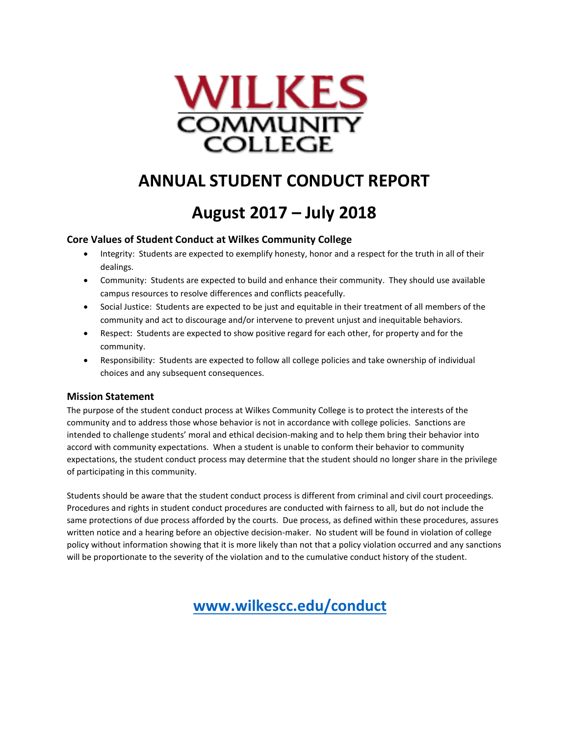WILKES COMMUNITY COLLEGE

# ANNUAL STUDENT CONDUCT REPORT

# August 2017 – July 2018

### Core Values of Student Conduct at Wilkes Community College

- Integrity: Students are expected to exemplify honesty, honor and a respect for the truth in all of their dealings.
- Community: Students are expected to build and enhance their community. They should use available campus resources to resolve differences and conflicts peacefully.
- Social Justice: Students are expected to be just and equitable in their treatment of all members of the community and act to discourage and/or intervene to prevent unjust and inequitable behaviors.
- Respect: Students are expected to show positive regard for each other, for property and for the community.
- Responsibility: Students are expected to follow all college policies and take ownership of individual choices and any subsequent consequences.

### Mission Statement

The purpose of the student conduct process at Wilkes Community College is to protect the interests of the community and to address those whose behavior is not in accordance with college policies. Sanctions are intended to challenge students' moral and ethical decision-making and to help them bring their behavior into accord with community expectations. When a student is unable to conform their behavior to community expectations, the student conduct process may determine that the student should no longer share in the privilege of participating in this community.

Students should be aware that the student conduct process is different from criminal and civil court proceedings. Procedures and rights in student conduct procedures are conducted with fairness to all, but do not include the same protections of due process afforded by the courts. Due process, as defined within these procedures, assures written notice and a hearing before an objective decision-maker. No student will be found in violation of college policy without information showing that it is more likely than not that a policy violation occurred and any sanctions will be proportionate to the severity of the violation and to the cumulative conduct history of the student.

**www.wilkescc.edu/conduct**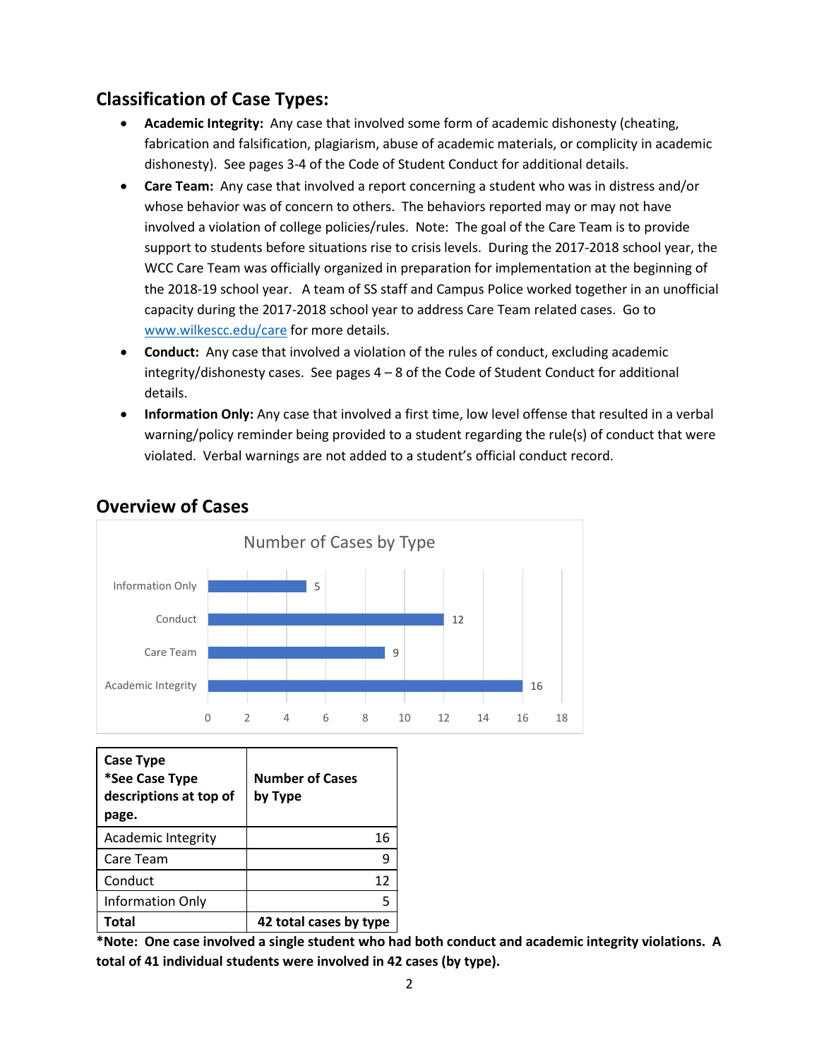## Classification of Case Types:

- **Academic Integrity:** Any case that involved some form of academic dishonesty (cheating, fabrication and falsification, plagiarism, abuse of academic materials, or complicity in academic dishonesty). See pages 3-4 of the Code of Student Conduct for additional details.
- **Care Team:** Any case that involved a report concerning a student who was in distress and/or whose behavior was of concern to others. The behaviors reported may or may not have involved a violation of college policies/rules. Note: The goal of the Care Team is to provide support to students before situations rise to crisis levels. During the 2017-2018 school year, the WCC Care Team was officially organized in preparation for implementation at the beginning of the 2018-19 school year. A team of SS staff and Campus Police worked together in an unofficial capacity during the 2017-2018 school year to address Care Team related cases. Go to www.wilkescc.edu/care for more details.
- **Conduct:** Any case that involved a violation of the rules of conduct, excluding academic integrity/dishonesty cases. See pages 4 – 8 of the Code of Student Conduct for additional details.
- **Information Only:** Any case that involved a first time, low level offense that resulted in a verbal warning/policy reminder being provided to a student regarding the rule(s) of conduct that were violated. Verbal warnings are not added to a student's official conduct record.

## Overview of Cases

Number of Cases by Type

| Case Type | Number of Cases |
|---|---|
| Information Only | 5 |
| Conduct | 12 |
| Care Team | 9 |
| Academic Integrity | 16 |

| **Case Type *See Case Type descriptions at top of page.** | **Number of Cases by Type** |
|---|---|
| Academic Integrity | 16 |
| Care Team | 9 |
| Conduct | 12 |
| Information Only | 5 |
| **Total** | **42 total cases by type** |

**\*Note: One case involved a single student who had both conduct and academic integrity violations. A total of 41 individual students were involved in 42 cases (by type).**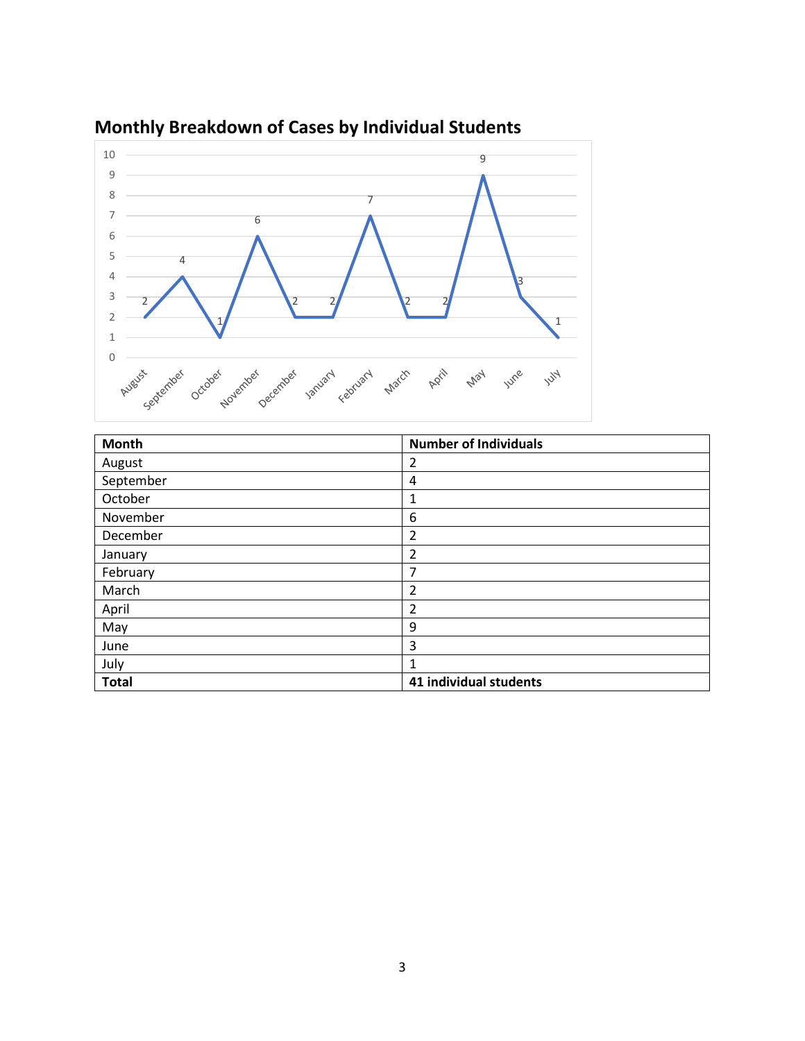## Monthly Breakdown of Cases by Individual Students

| Month | Number of Individuals |
|---|---|
| August | 2 |
| September | 4 |
| October | 1 |
| November | 6 |
| December | 2 |
| January | 2 |
| February | 7 |
| March | 2 |
| April | 2 |
| May | 9 |
| June | 3 |
| July | 1 |
| **Total** | **41 individual students** |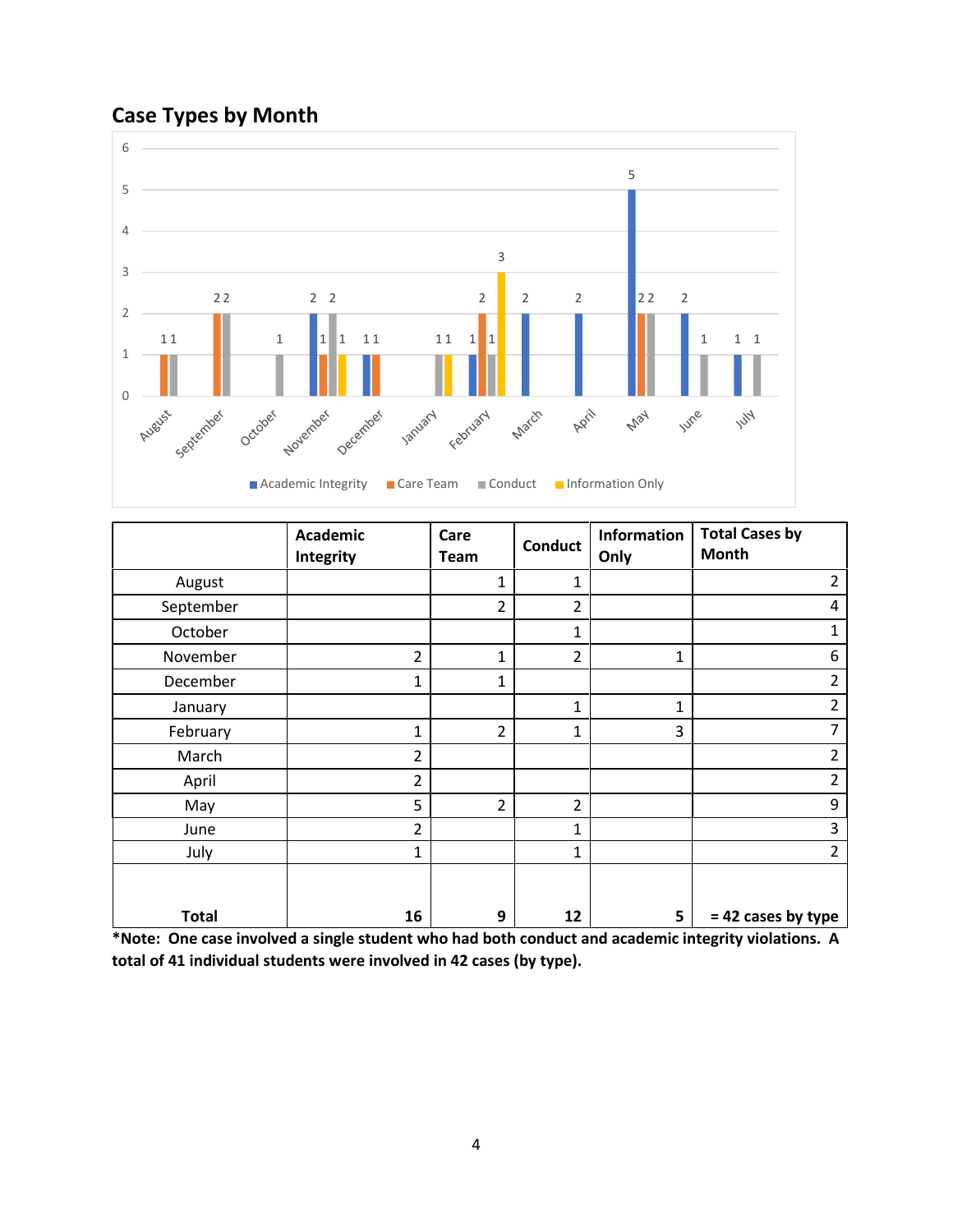## Case Types by Month

| | Academic Integrity | Care Team | Conduct | Information Only | Total Cases by Month |
|---|---|---|---|---|---|
| August | | 1 | 1 | | 2 |
| September | | 2 | 2 | | 4 |
| October | | | 1 | | 1 |
| November | 2 | 1 | 2 | 1 | 6 |
| December | 1 | 1 | | | 2 |
| January | | | 1 | 1 | 2 |
| February | 1 | 2 | 1 | 3 | 7 |
| March | 2 | | | | 2 |
| April | 2 | | | | 2 |
| May | 5 | 2 | 2 | | 9 |
| June | 2 | | 1 | | 3 |
| July | 1 | | 1 | | 2 |
| **Total** | **16** | **9** | **12** | **5** | **= 42 cases by type** |

**\*Note: One case involved a single student who had both conduct and academic integrity violations. A total of 41 individual students were involved in 42 cases (by type).**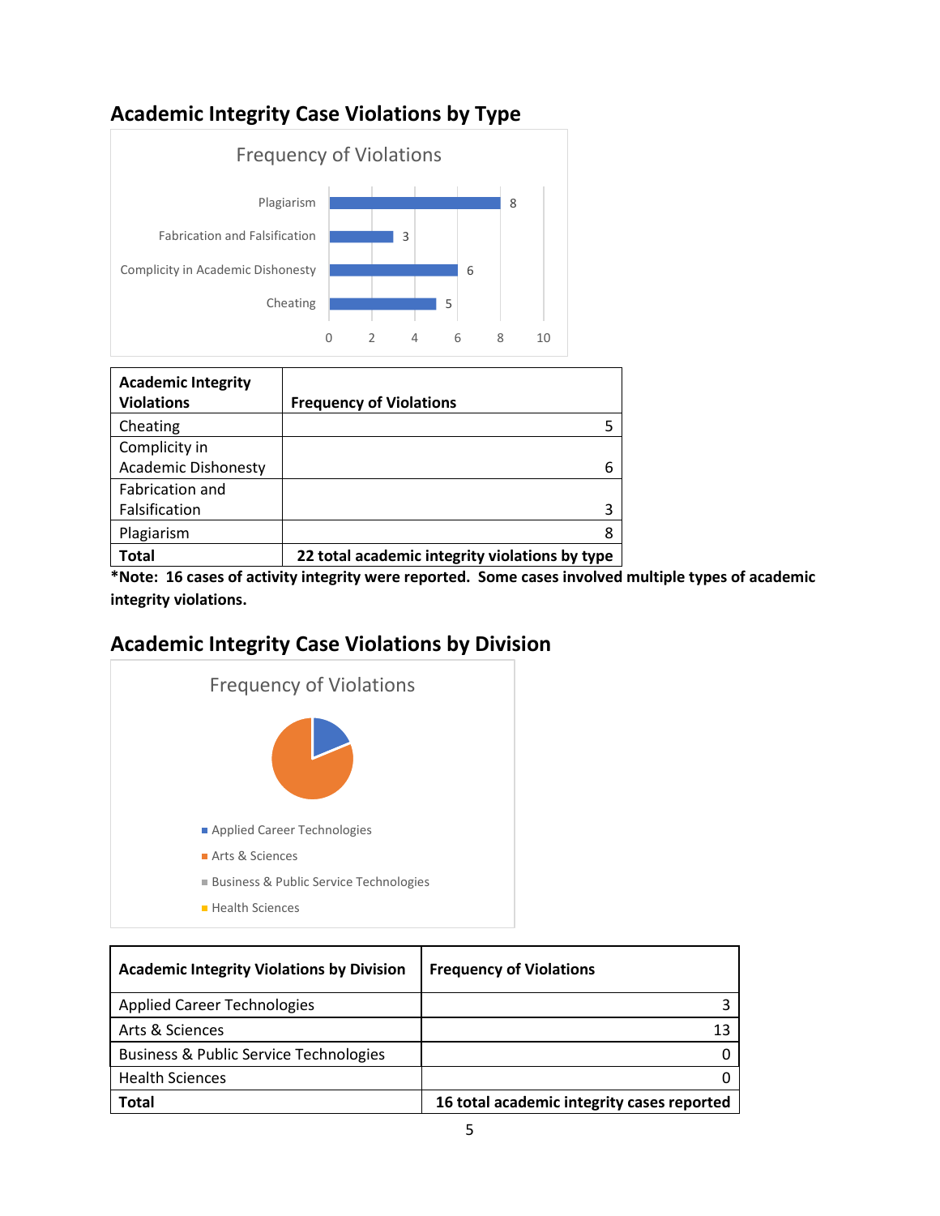## Academic Integrity Case Violations by Type

| Academic Integrity Violations | Frequency of Violations |
|---|---|
| Cheating | 5 |
| Complicity in Academic Dishonesty | 6 |
| Fabrication and Falsification | 3 |
| Plagiarism | 8 |
| **Total** | **22 total academic integrity violations by type** |

***Note: 16 cases of activity integrity were reported. Some cases involved multiple types of academic integrity violations.**

## Academic Integrity Case Violations by Division

| Academic Integrity Violations by Division | Frequency of Violations |
|---|---|
| Applied Career Technologies | 3 |
| Arts & Sciences | 13 |
| Business & Public Service Technologies | 0 |
| Health Sciences | 0 |
| **Total** | **16 total academic integrity cases reported** |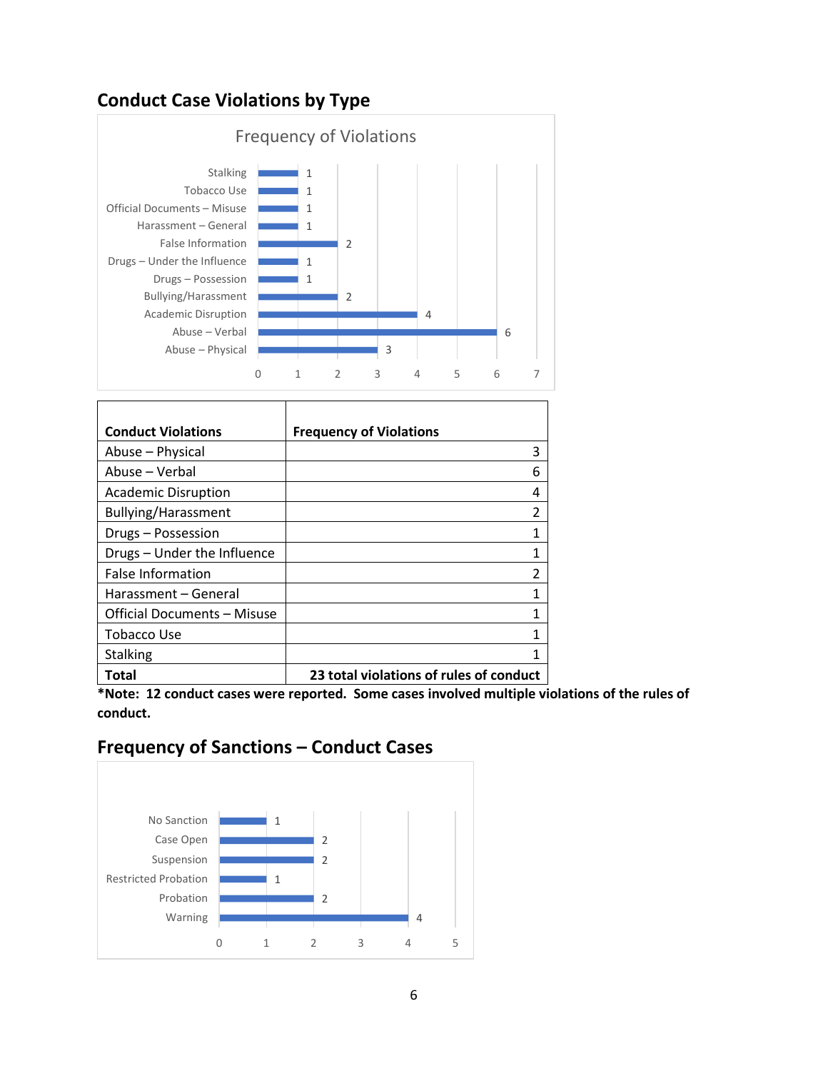## Conduct Case Violations by Type

Frequency of Violations

| Conduct Violations | Frequency of Violations |
|---|---|
| Stalking | 1 |
| Tobacco Use | 1 |
| Official Documents – Misuse | 1 |
| Harassment – General | 1 |
| False Information | 2 |
| Drugs – Under the Influence | 1 |
| Drugs – Possession | 1 |
| Bullying/Harassment | 2 |
| Academic Disruption | 4 |
| Abuse – Verbal | 6 |
| Abuse – Physical | 3 |

| Conduct Violations | Frequency of Violations |
|---|---|
| Abuse – Physical | 3 |
| Abuse – Verbal | 6 |
| Academic Disruption | 4 |
| Bullying/Harassment | 2 |
| Drugs – Possession | 1 |
| Drugs – Under the Influence | 1 |
| False Information | 2 |
| Harassment – General | 1 |
| Official Documents – Misuse | 1 |
| Tobacco Use | 1 |
| Stalking | 1 |
| **Total** | **23 total violations of rules of conduct** |

***Note: 12 conduct cases were reported. Some cases involved multiple violations of the rules of conduct.**

## Frequency of Sanctions – Conduct Cases

| Sanction | Frequency |
|---|---|
| No Sanction | 1 |
| Case Open | 2 |
| Suspension | 2 |
| Restricted Probation | 1 |
| Probation | 2 |
| Warning | 4 |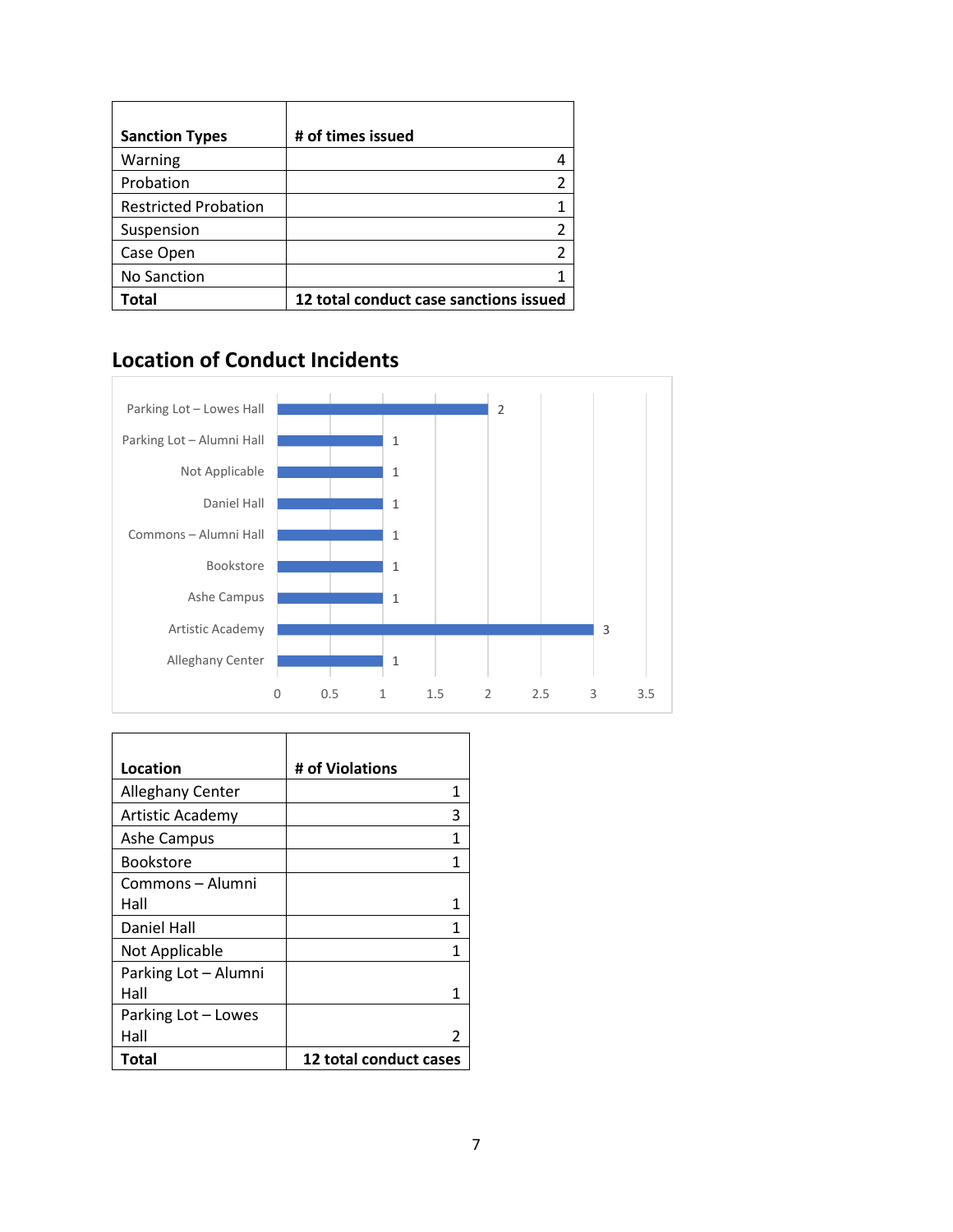| Sanction Types | # of times issued |
|---|---|
| Warning | 4 |
| Probation | 2 |
| Restricted Probation | 1 |
| Suspension | 2 |
| Case Open | 2 |
| No Sanction | 1 |
| **Total** | **12 total conduct case sanctions issued** |

## Location of Conduct Incidents

| Location | # of Violations |
|---|---|
| Parking Lot – Lowes Hall | 2 |
| Parking Lot – Alumni Hall | 1 |
| Not Applicable | 1 |
| Daniel Hall | 1 |
| Commons – Alumni Hall | 1 |
| Bookstore | 1 |
| Ashe Campus | 1 |
| Artistic Academy | 3 |
| Alleghany Center | 1 |

| Location | # of Violations |
|---|---|
| Alleghany Center | 1 |
| Artistic Academy | 3 |
| Ashe Campus | 1 |
| Bookstore | 1 |
| Commons – Alumni Hall | 1 |
| Daniel Hall | 1 |
| Not Applicable | 1 |
| Parking Lot – Alumni Hall | 1 |
| Parking Lot – Lowes Hall | 2 |
| **Total** | **12 total conduct cases** |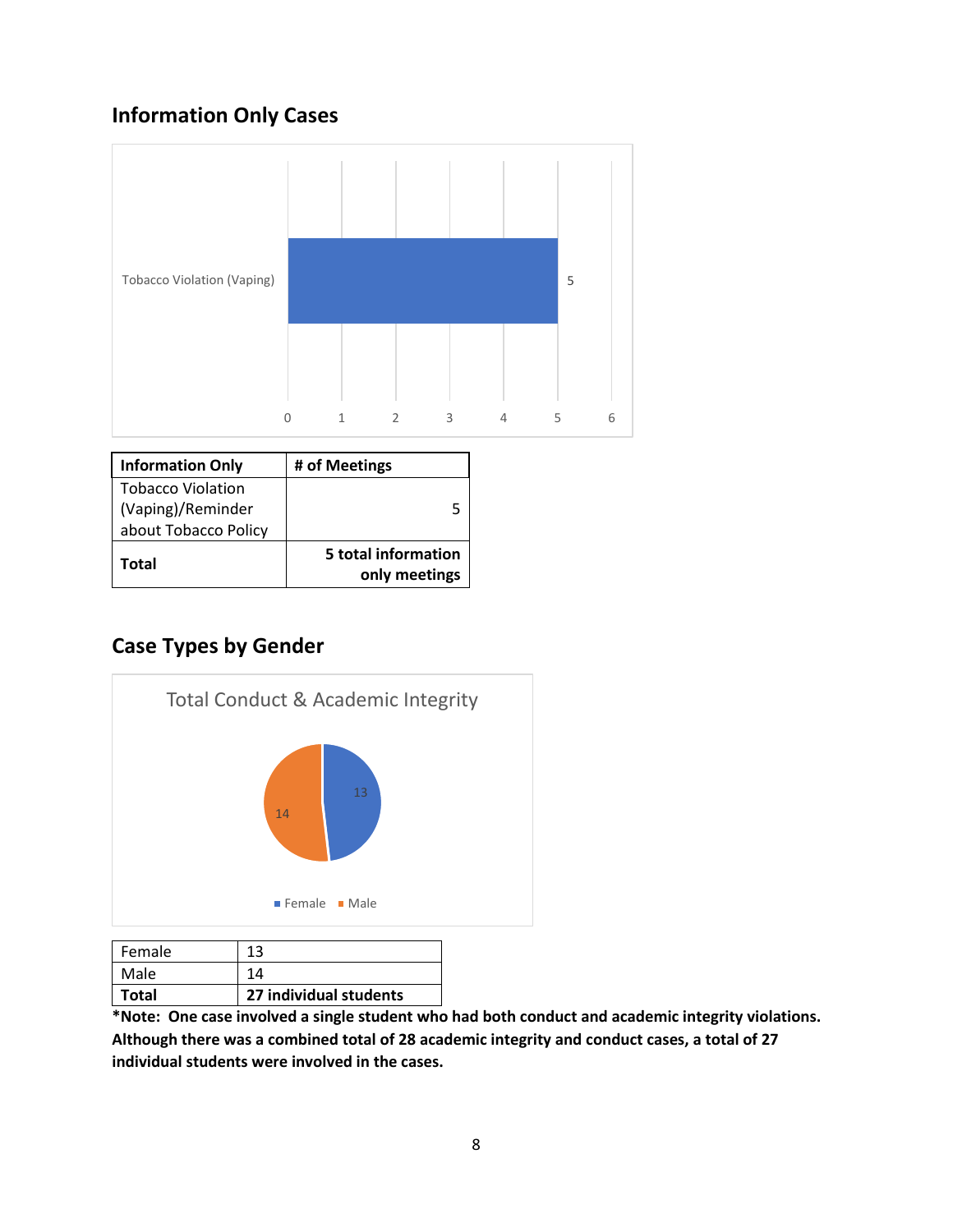## Information Only Cases

| Information Only | # of Meetings |
| --- | --- |
| Tobacco Violation (Vaping)/Reminder about Tobacco Policy | 5 |
| **Total** | **5 total information only meetings** |

## Case Types by Gender

| Female | 13 |
| --- | --- |
| Male | 14 |
| **Total** | **27 individual students** |

**\*Note: One case involved a single student who had both conduct and academic integrity violations. Although there was a combined total of 28 academic integrity and conduct cases, a total of 27 individual students were involved in the cases.**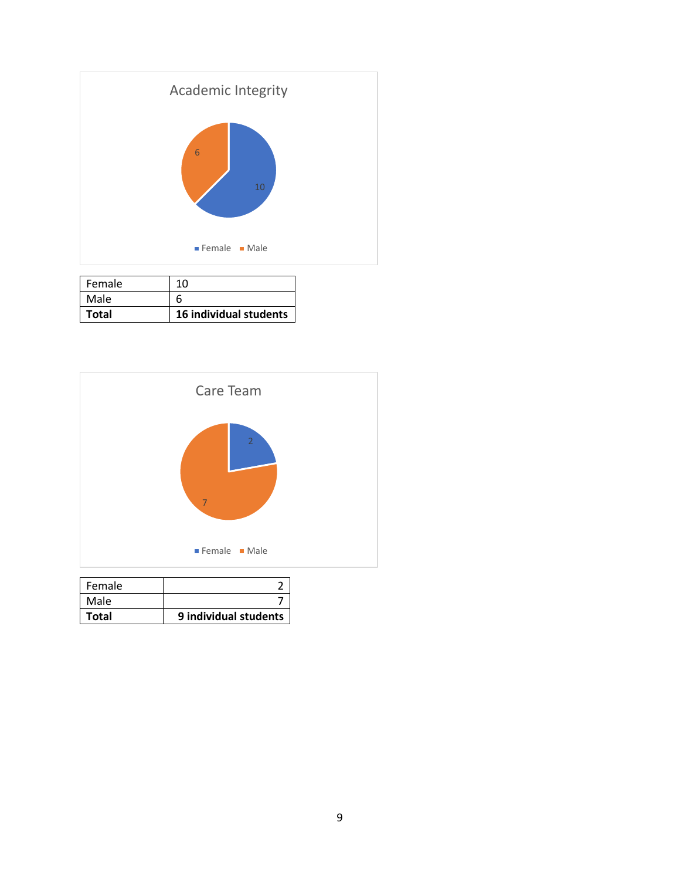Academic Integrity

| Female | 10 |
|---|---|
| Male | 6 |
| **Total** | **16 individual students** |

Care Team

| Female | 2 |
|---|---|
| Male | 7 |
| **Total** | **9 individual students** |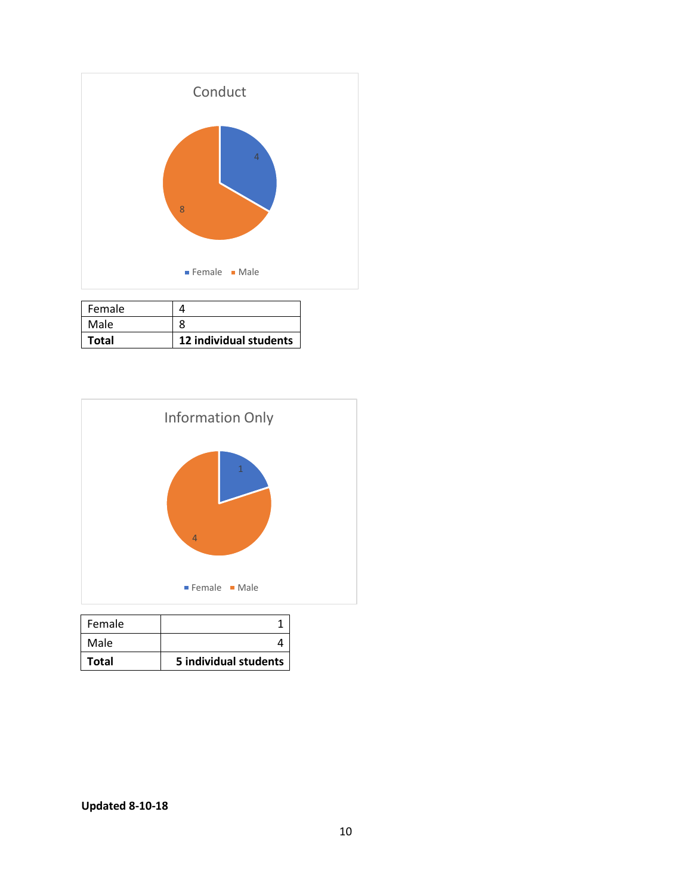Conduct

4

8

Female Male

| | |
|---|---|
| Female | 4 |
| Male | 8 |
| **Total** | **12 individual students** |

Information Only

1

4

Female Male

| | |
|---|---|
| Female | 1 |
| Male | 4 |
| **Total** | **5 individual students** |

**Updated 8-10-18**